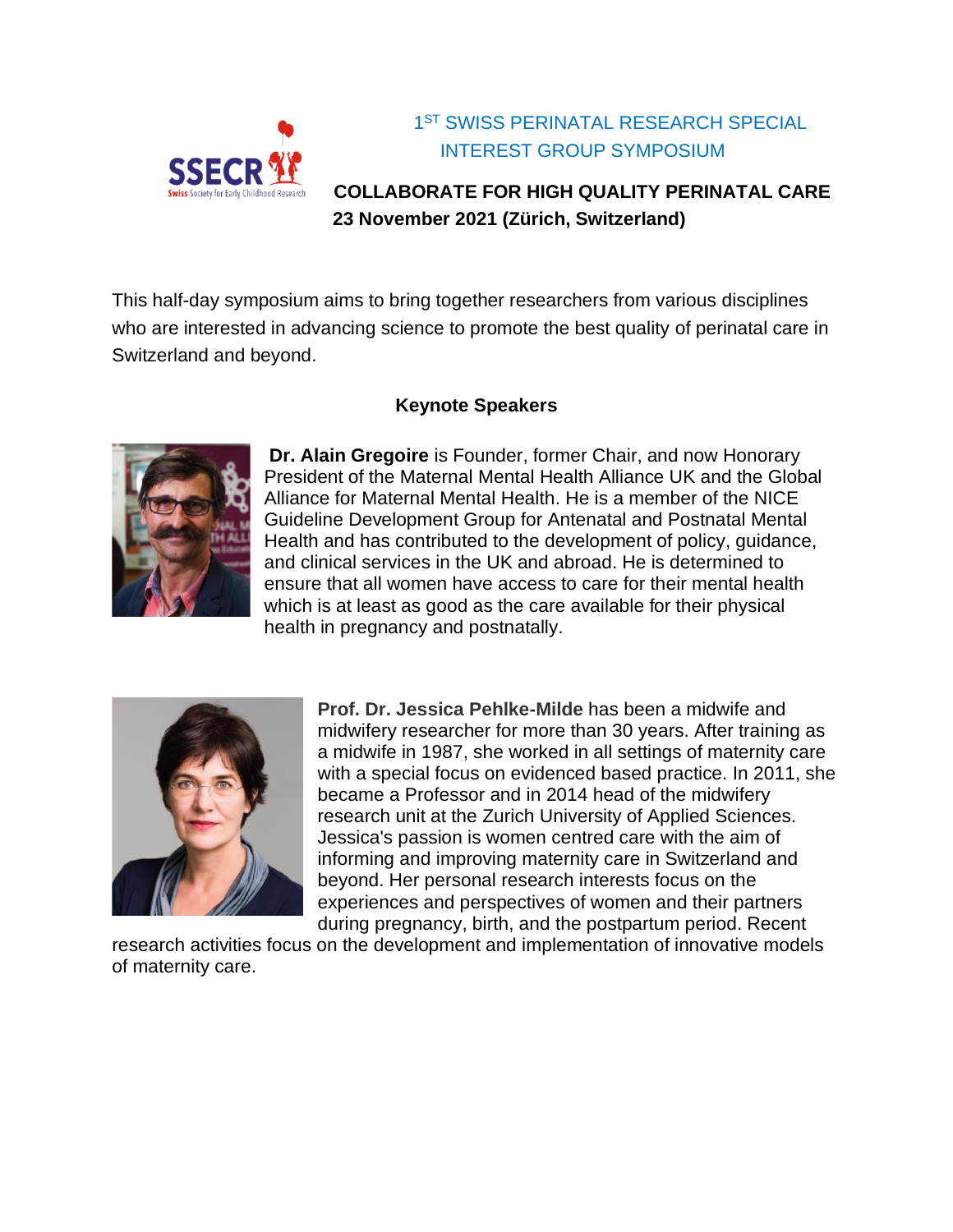# 1ST SWISS PERINATAL RESEARCH SPECIAL INTEREST GROUP SYMPOSIUM

## COLLABORATE FOR HIGH QUALITY PERINATAL CARE

**23 November 2021 (Zürich, Switzerland)**

This half-day symposium aims to bring together researchers from various disciplines who are interested in advancing science to promote the best quality of perinatal care in Switzerland and beyond.

### Keynote Speakers

**Dr. Alain Gregoire** is Founder, former Chair, and now Honorary President of the Maternal Mental Health Alliance UK and the Global Alliance for Maternal Mental Health. He is a member of the NICE Guideline Development Group for Antenatal and Postnatal Mental Health and has contributed to the development of policy, guidance, and clinical services in the UK and abroad. He is determined to ensure that all women have access to care for their mental health which is at least as good as the care available for their physical health in pregnancy and postnatally.

**Prof. Dr. Jessica Pehlke-Milde** has been a midwife and midwifery researcher for more than 30 years. After training as a midwife in 1987, she worked in all settings of maternity care with a special focus on evidenced based practice. In 2011, she became a Professor and in 2014 head of the midwifery research unit at the Zurich University of Applied Sciences. Jessica's passion is women centred care with the aim of informing and improving maternity care in Switzerland and beyond. Her personal research interests focus on the experiences and perspectives of women and their partners during pregnancy, birth, and the postpartum period. Recent research activities focus on the development and implementation of innovative models of maternity care.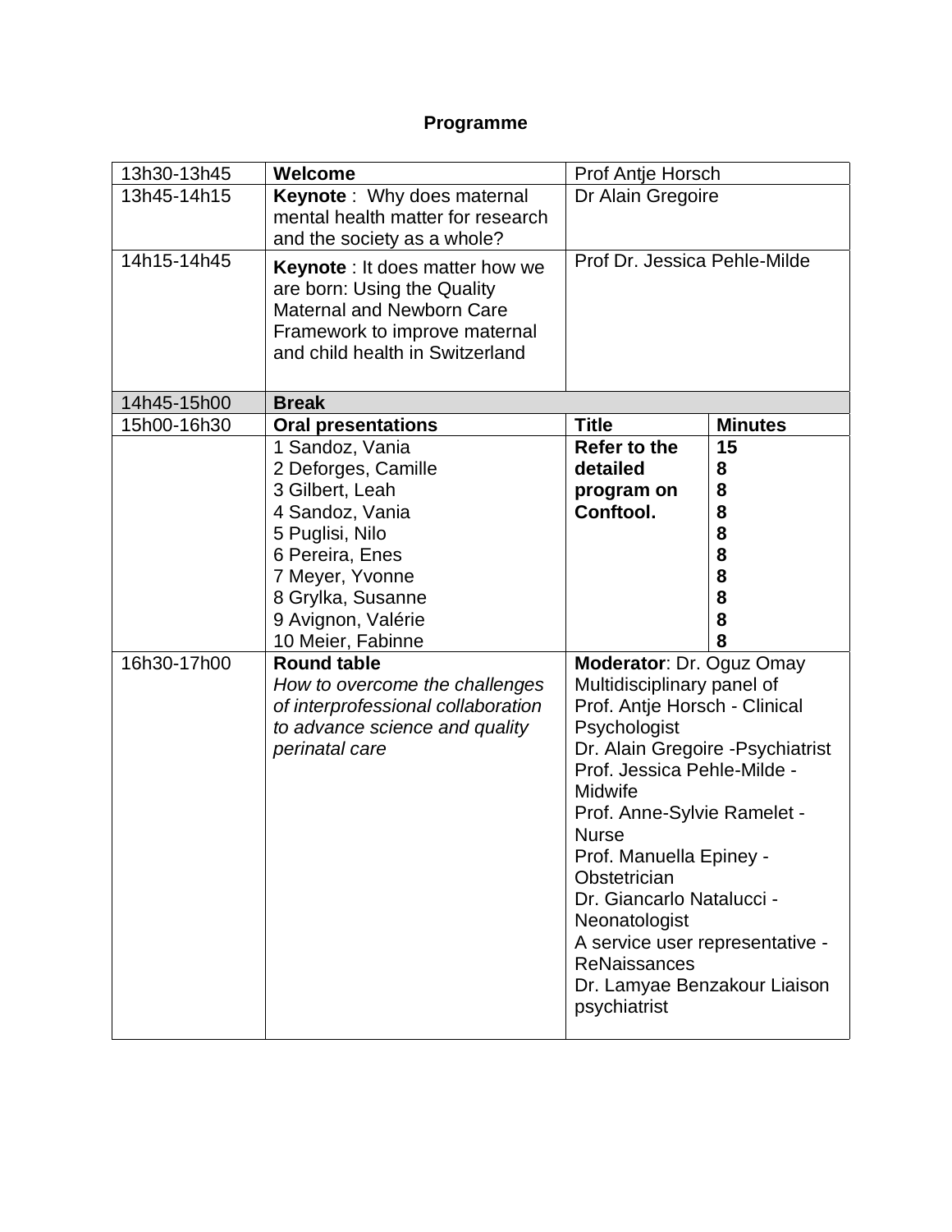**Programme**

| | | | |
|---|---|---|---|
| 13h30-13h45 | **Welcome** | Prof Antje Horsch | |
| 13h45-14h15 | **Keynote** : Why does maternal mental health matter for research and the society as a whole? | Dr Alain Gregoire | |
| 14h15-14h45 | **Keynote** : It does matter how we are born: Using the Quality Maternal and Newborn Care Framework to improve maternal and child health in Switzerland | Prof Dr. Jessica Pehle-Milde | |
| 14h45-15h00 | **Break** | | |
| 15h00-16h30 | **Oral presentations** | **Title** | **Minutes** |
| | 1 Sandoz, Vania<br>2 Deforges, Camille<br>3 Gilbert, Leah<br>4 Sandoz, Vania<br>5 Puglisi, Nilo<br>6 Pereira, Enes<br>7 Meyer, Yvonne<br>8 Grylka, Susanne<br>9 Avignon, Valérie<br>10 Meier, Fabinne | **Refer to the detailed program on Conftool.** | **15**<br>**8**<br>**8**<br>**8**<br>**8**<br>**8**<br>**8**<br>**8**<br>**8**<br>**8** |
| 16h30-17h00 | **Round table**<br>*How to overcome the challenges of interprofessional collaboration to advance science and quality perinatal care* | **Moderator**: Dr. Oguz Omay<br>Multidisciplinary panel of<br>Prof. Antje Horsch - Clinical Psychologist<br>Dr. Alain Gregoire -Psychiatrist<br>Prof. Jessica Pehle-Milde - Midwife<br>Prof. Anne-Sylvie Ramelet - Nurse<br>Prof. Manuella Epiney - Obstetrician<br>Dr. Giancarlo Natalucci - Neonatologist<br>A service user representative - ReNaissances<br>Dr. Lamyae Benzakour Liaison psychiatrist | |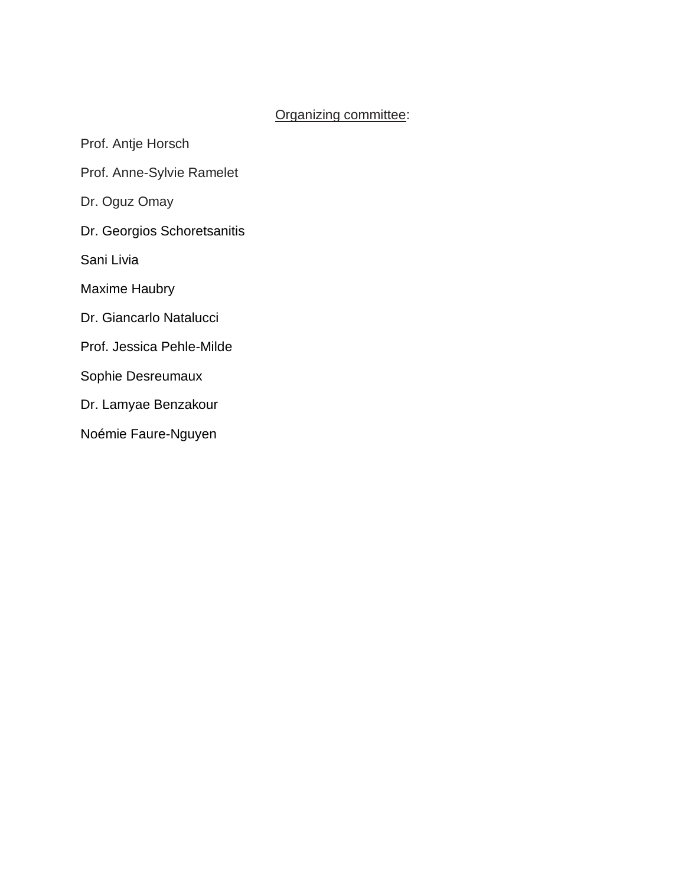Organizing committee:

Prof. Antje Horsch

Prof. Anne-Sylvie Ramelet

Dr. Oguz Omay

Dr. Georgios Schoretsanitis

Sani Livia

Maxime Haubry

Dr. Giancarlo Natalucci

Prof. Jessica Pehle-Milde

Sophie Desreumaux

Dr. Lamyae Benzakour

Noémie Faure-Nguyen